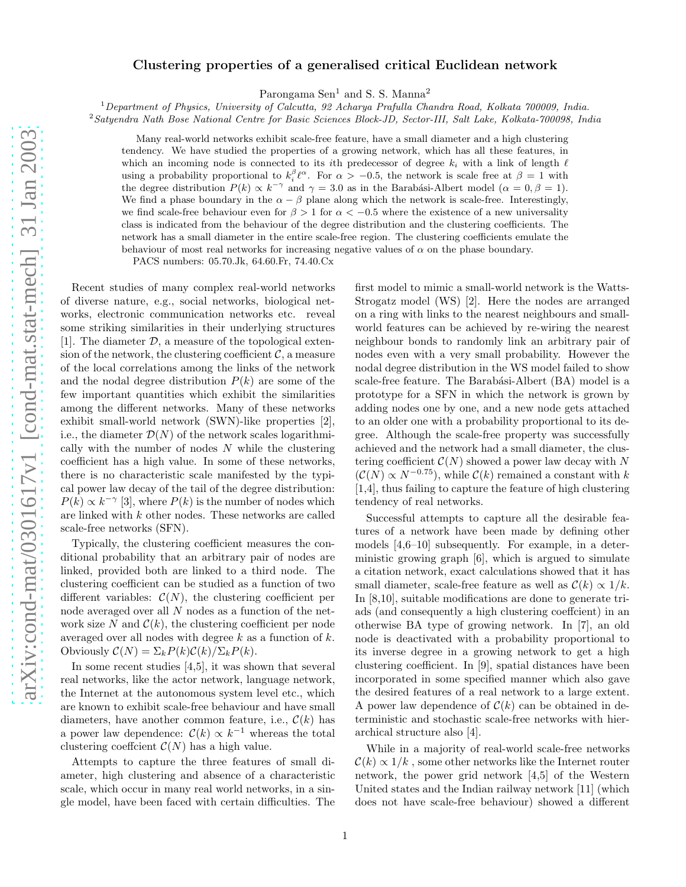# Clustering properties of a generalised critical Euclidean network

Parongama Sen[1] and S. S. Manna[2]

[1] *Department of Physics, University of Calcutta, 92 Acharya Prafulla Chandra Road, Kolkata 700009, India.*
[2] *Satyendra Nath Bose National Centre for Basic Sciences Block-JD, Sector-III, Salt Lake, Kolkata-700098, India*

Many real-world networks exhibit scale-free feature, have a small diameter and a high clustering tendency. We have studied the properties of a growing network, which has all these features, in which an incoming node is connected to its $i$th predecessor of degree $k_i$ with a link of length $\ell$ using a probability proportional to $k_i^\beta \ell^\alpha$. For $\alpha > -0.5$, the network is scale free at $\beta = 1$ with the degree distribution $P(k) \propto k^{-\gamma}$ and $\gamma = 3.0$ as in the Barabási-Albert model ($\alpha = 0, \beta = 1$). We find a phase boundary in the $\alpha - \beta$ plane along which the network is scale-free. Interestingly, we find scale-free behaviour even for $\beta > 1$ for $\alpha < -0.5$ where the existence of a new universality class is indicated from the behaviour of the degree distribution and the clustering coefficients. The network has a small diameter in the entire scale-free region. The clustering coefficients emulate the behaviour of most real networks for increasing negative values of $\alpha$ on the phase boundary.

PACS numbers: 05.70.Jk, 64.60.Fr, 74.40.Cx

Recent studies of many complex real-world networks of diverse nature, e.g., social networks, biological networks, electronic communication networks etc. reveal some striking similarities in their underlying structures [1]. The diameter $\mathcal{D}$, a measure of the topological extension of the network, the clustering coefficient $\mathcal{C}$, a measure of the local correlations among the links of the network and the nodal degree distribution $P(k)$ are some of the few important quantities which exhibit the similarities among the different networks. Many of these networks exhibit small-world network (SWN)-like properties [2], i.e., the diameter $\mathcal{D}(N)$ of the network scales logarithmically with the number of nodes $N$ while the clustering coefficient has a high value. In some of these networks, there is no characteristic scale manifested by the typical power law decay of the tail of the degree distribution: $P(k) \propto k^{-\gamma}$ [3], where $P(k)$ is the number of nodes which are linked with $k$ other nodes. These networks are called scale-free networks (SFN).

Typically, the clustering coefficient measures the conditional probability that an arbitrary pair of nodes are linked, provided both are linked to a third node. The clustering coefficient can be studied as a function of two different variables: $\mathcal{C}(N)$, the clustering coefficient per node averaged over all $N$ nodes as a function of the network size $N$ and $\mathcal{C}(k)$, the clustering coefficient per node averaged over all nodes with degree $k$ as a function of $k$. Obviously $\mathcal{C}(N) = \Sigma_k P(k)\mathcal{C}(k)/\Sigma_k P(k)$.

In some recent studies [4,5], it was shown that several real networks, like the actor network, language network, the Internet at the autonomous system level etc., which are known to exhibit scale-free behaviour and have small diameters, have another common feature, i.e., $\mathcal{C}(k)$ has a power law dependence: $\mathcal{C}(k) \propto k^{-1}$ whereas the total clustering coeffcient $\mathcal{C}(N)$ has a high value.

Attempts to capture the three features of small diameter, high clustering and absence of a characteristic scale, which occur in many real world networks, in a single model, have been faced with certain difficulties. The first model to mimic a small-world network is the Watts-Strogatz model (WS) [2]. Here the nodes are arranged on a ring with links to the nearest neighbours and small-world features can be achieved by re-wiring the nearest neighbour bonds to randomly link an arbitrary pair of nodes even with a very small probability. However the nodal degree distribution in the WS model failed to show scale-free feature. The Barabási-Albert (BA) model is a prototype for a SFN in which the network is grown by adding nodes one by one, and a new node gets attached to an older one with a probability proportional to its degree. Although the scale-free property was successfully achieved and the network had a small diameter, the clustering coefficient $\mathcal{C}(N)$ showed a power law decay with $N$ ($\mathcal{C}(N) \propto N^{-0.75}$), while $\mathcal{C}(k)$ remained a constant with $k$ [1,4], thus failing to capture the feature of high clustering tendency of real networks.

Successful attempts to capture all the desirable features of a network have been made by defining other models [4,6–10] subsequently. For example, in a deterministic growing graph [6], which is argued to simulate a citation network, exact calculations showed that it has small diameter, scale-free feature as well as $\mathcal{C}(k) \propto 1/k$. In [8,10], suitable modifications are done to generate triads (and consequently a high clustering coeffcient) in an otherwise BA type of growing network. In [7], an old node is deactivated with a probability proportional to its inverse degree in a growing network to get a high clustering coefficient. In [9], spatial distances have been incorporated in some specified manner which also gave the desired features of a real network to a large extent. A power law dependence of $\mathcal{C}(k)$ can be obtained in deterministic and stochastic scale-free networks with hierarchical structure also [4].

While in a majority of real-world scale-free networks $\mathcal{C}(k) \propto 1/k$ , some other networks like the Internet router network, the power grid network [4,5] of the Western United states and the Indian railway network [11] (which does not have scale-free behaviour) showed a different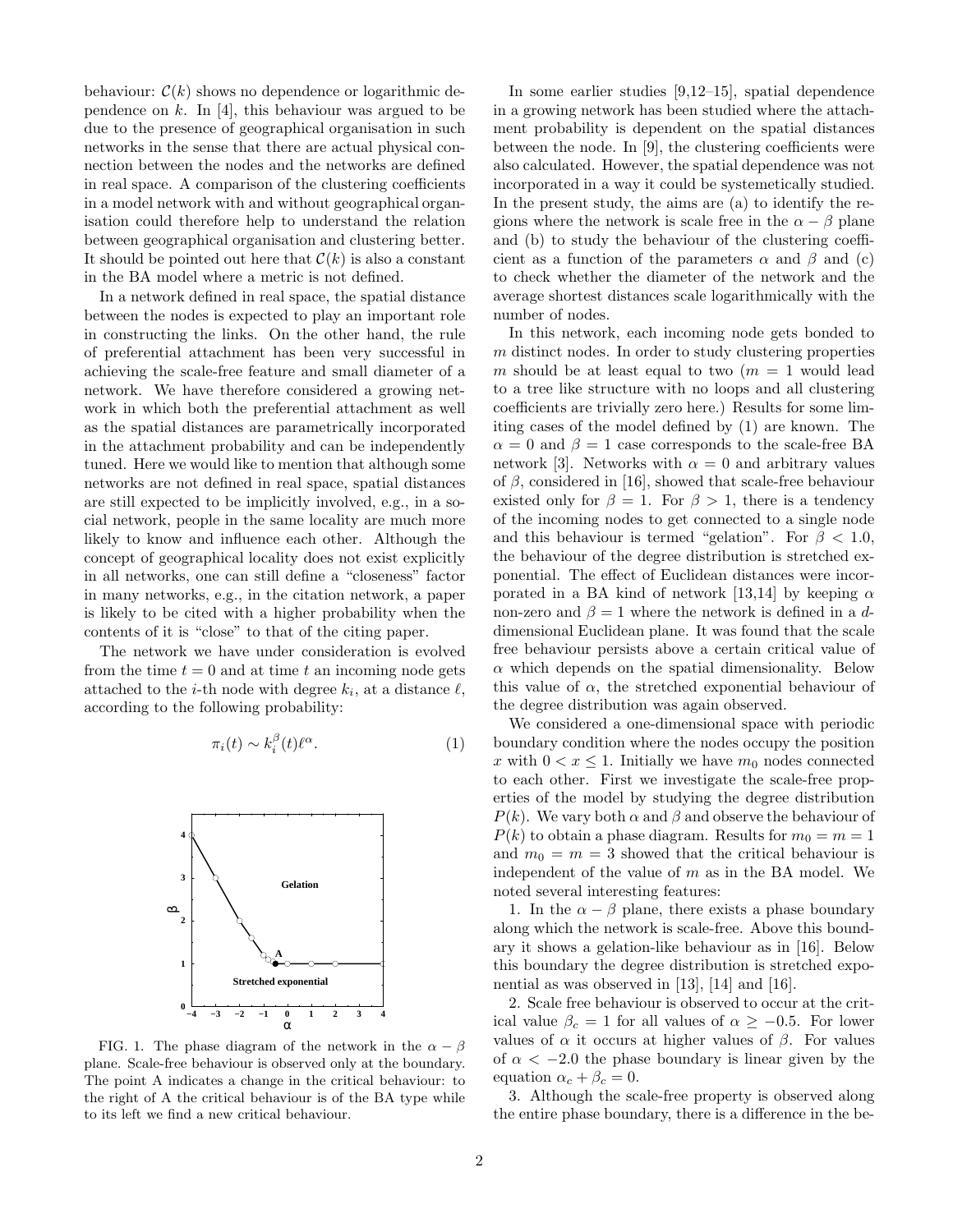behaviour: $\mathcal{C}(k)$ shows no dependence or logarithmic dependence on $k$. In [4], this behaviour was argued to be due to the presence of geographical organisation in such networks in the sense that there are actual physical connection between the nodes and the networks are defined in real space. A comparison of the clustering coefficients in a model network with and without geographical organisation could therefore help to understand the relation between geographical organisation and clustering better. It should be pointed out here that $\mathcal{C}(k)$ is also a constant in the BA model where a metric is not defined.

In a network defined in real space, the spatial distance between the nodes is expected to play an important role in constructing the links. On the other hand, the rule of preferential attachment has been very successful in achieving the scale-free feature and small diameter of a network. We have therefore considered a growing network in which both the preferential attachment as well as the spatial distances are parametrically incorporated in the attachment probability and can be independently tuned. Here we would like to mention that although some networks are not defined in real space, spatial distances are still expected to be implicitly involved, e.g., in a social network, people in the same locality are much more likely to know and influence each other. Although the concept of geographical locality does not exist explicitly in all networks, one can still define a "closeness" factor in many networks, e.g., in the citation network, a paper is likely to be cited with a higher probability when the contents of it is "close" to that of the citing paper.

The network we have under consideration is evolved from the time $t = 0$ and at time $t$ an incoming node gets attached to the $i$-th node with degree $k_i$, at a distance $\ell$, according to the following probability:

$$\pi_i(t) \sim k_i^{\beta}(t)\ell^{\alpha}. \tag{1}$$

FIG. 1. The phase diagram of the network in the $\alpha - \beta$ plane. Scale-free behaviour is observed only at the boundary. The point A indicates a change in the critical behaviour: to the right of A the critical behaviour is of the BA type while to its left we find a new critical behaviour.

In some earlier studies [9,12–15], spatial dependence in a growing network has been studied where the attachment probability is dependent on the spatial distances between the node. In [9], the clustering coefficients were also calculated. However, the spatial dependence was not incorporated in a way it could be systemetically studied. In the present study, the aims are (a) to identify the regions where the network is scale free in the $\alpha - \beta$ plane and (b) to study the behaviour of the clustering coefficient as a function of the parameters $\alpha$ and $\beta$ and (c) to check whether the diameter of the network and the average shortest distances scale logarithmically with the number of nodes.

In this network, each incoming node gets bonded to $m$ distinct nodes. In order to study clustering properties $m$ should be at least equal to two ($m = 1$ would lead to a tree like structure with no loops and all clustering coefficients are trivially zero here.) Results for some limiting cases of the model defined by (1) are known. The $\alpha = 0$ and $\beta = 1$ case corresponds to the scale-free BA network [3]. Networks with $\alpha = 0$ and arbitrary values of $\beta$, considered in [16], showed that scale-free behaviour existed only for $\beta = 1$. For $\beta > 1$, there is a tendency of the incoming nodes to get connected to a single node and this behaviour is termed "gelation". For $\beta < 1.0$, the behaviour of the degree distribution is stretched exponential. The effect of Euclidean distances were incorporated in a BA kind of network [13,14] by keeping $\alpha$ non-zero and $\beta = 1$ where the network is defined in a $d$-dimensional Euclidean plane. It was found that the scale free behaviour persists above a certain critical value of $\alpha$ which depends on the spatial dimensionality. Below this value of $\alpha$, the stretched exponential behaviour of the degree distribution was again observed.

We considered a one-dimensional space with periodic boundary condition where the nodes occupy the position $x$ with $0 < x \leq 1$. Initially we have $m_0$ nodes connected to each other. First we investigate the scale-free properties of the model by studying the degree distribution $P(k)$. We vary both $\alpha$ and $\beta$ and observe the behaviour of $P(k)$ to obtain a phase diagram. Results for $m_0 = m = 1$ and $m_0 = m = 3$ showed that the critical behaviour is independent of the value of $m$ as in the BA model. We noted several interesting features:

1. In the $\alpha - \beta$ plane, there exists a phase boundary along which the network is scale-free. Above this boundary it shows a gelation-like behaviour as in [16]. Below this boundary the degree distribution is stretched exponential as was observed in [13], [14] and [16].

2. Scale free behaviour is observed to occur at the critical value $\beta_c = 1$ for all values of $\alpha \geq -0.5$. For lower values of $\alpha$ it occurs at higher values of $\beta$. For values of $\alpha < -2.0$ the phase boundary is linear given by the equation $\alpha_c + \beta_c = 0$.

3. Although the scale-free property is observed along the entire phase boundary, there is a difference in the be-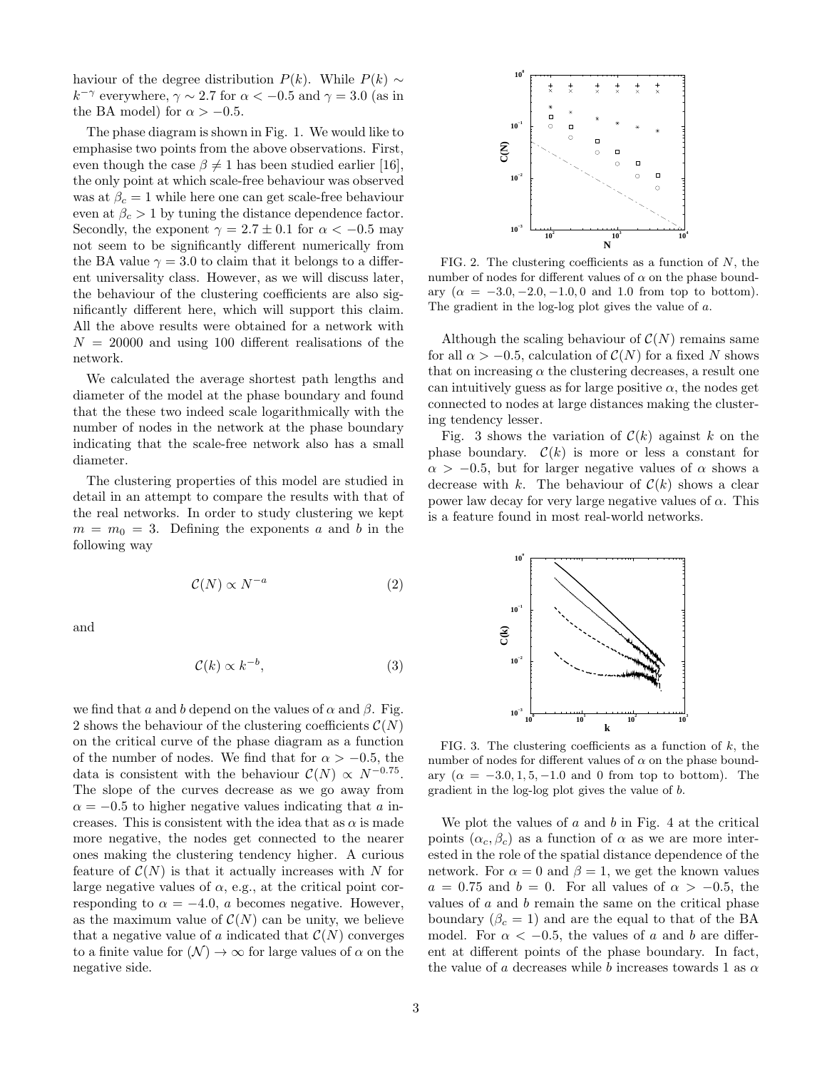haviour of the degree distribution $P(k)$. While $P(k) \sim k^{-\gamma}$ everywhere, $\gamma \sim 2.7$ for $\alpha < -0.5$ and $\gamma = 3.0$ (as in the BA model) for $\alpha > -0.5$.

The phase diagram is shown in Fig. 1. We would like to emphasise two points from the above observations. First, even though the case $\beta \neq 1$ has been studied earlier [16], the only point at which scale-free behaviour was observed was at $\beta_c = 1$ while here one can get scale-free behaviour even at $\beta_c > 1$ by tuning the distance dependence factor. Secondly, the exponent $\gamma = 2.7 \pm 0.1$ for $\alpha < -0.5$ may not seem to be significantly different numerically from the BA value $\gamma = 3.0$ to claim that it belongs to a different universality class. However, as we will discuss later, the behaviour of the clustering coefficients are also significantly different here, which will support this claim. All the above results were obtained for a network with $N = 20000$ and using 100 different realisations of the network.

We calculated the average shortest path lengths and diameter of the model at the phase boundary and found that the these two indeed scale logarithmically with the number of nodes in the network at the phase boundary indicating that the scale-free network also has a small diameter.

The clustering properties of this model are studied in detail in an attempt to compare the results with that of the real networks. In order to study clustering we kept $m = m_0 = 3$. Defining the exponents $a$ and $b$ in the following way

$$\mathcal{C}(N) \propto N^{-a} \tag{2}$$

and

$$\mathcal{C}(k) \propto k^{-b}, \tag{3}$$

we find that $a$ and $b$ depend on the values of $\alpha$ and $\beta$. Fig. 2 shows the behaviour of the clustering coefficients $\mathcal{C}(N)$ on the critical curve of the phase diagram as a function of the number of nodes. We find that for $\alpha > -0.5$, the data is consistent with the behaviour $\mathcal{C}(N) \propto N^{-0.75}$. The slope of the curves decrease as we go away from $\alpha = -0.5$ to higher negative values indicating that $a$ increases. This is consistent with the idea that as $\alpha$ is made more negative, the nodes get connected to the nearer ones making the clustering tendency higher. A curious feature of $\mathcal{C}(N)$ is that it actually increases with $N$ for large negative values of $\alpha$, e.g., at the critical point corresponding to $\alpha = -4.0$, $a$ becomes negative. However, as the maximum value of $\mathcal{C}(N)$ can be unity, we believe that a negative value of $a$ indicated that $\mathcal{C}(N)$ converges to a finite value for $(\mathcal{N}) \to \infty$ for large values of $\alpha$ on the negative side.

FIG. 2. The clustering coefficients as a function of $N$, the number of nodes for different values of $\alpha$ on the phase boundary ($\alpha = -3.0, -2.0, -1.0, 0$ and $1.0$ from top to bottom). The gradient in the log-log plot gives the value of $a$.

Although the scaling behaviour of $\mathcal{C}(N)$ remains same for all $\alpha > -0.5$, calculation of $\mathcal{C}(N)$ for a fixed $N$ shows that on increasing $\alpha$ the clustering decreases, a result one can intuitively guess as for large positive $\alpha$, the nodes get connected to nodes at large distances making the clustering tendency lesser.

Fig. 3 shows the variation of $\mathcal{C}(k)$ against $k$ on the phase boundary. $\mathcal{C}(k)$ is more or less a constant for $\alpha > -0.5$, but for larger negative values of $\alpha$ shows a decrease with $k$. The behaviour of $\mathcal{C}(k)$ shows a clear power law decay for very large negative values of $\alpha$. This is a feature found in most real-world networks.

FIG. 3. The clustering coefficients as a function of $k$, the number of nodes for different values of $\alpha$ on the phase boundary ($\alpha = -3.0, 1, 5, -1.0$ and $0$ from top to bottom). The gradient in the log-log plot gives the value of $b$.

We plot the values of $a$ and $b$ in Fig. 4 at the critical points $(\alpha_c, \beta_c)$ as a function of $\alpha$ as we are more interested in the role of the spatial distance dependence of the network. For $\alpha = 0$ and $\beta = 1$, we get the known values $a = 0.75$ and $b = 0$. For all values of $\alpha > -0.5$, the values of $a$ and $b$ remain the same on the critical phase boundary ($\beta_c = 1$) and are the equal to that of the BA model. For $\alpha < -0.5$, the values of $a$ and $b$ are different at different points of the phase boundary. In fact, the value of $a$ decreases while $b$ increases towards 1 as $\alpha$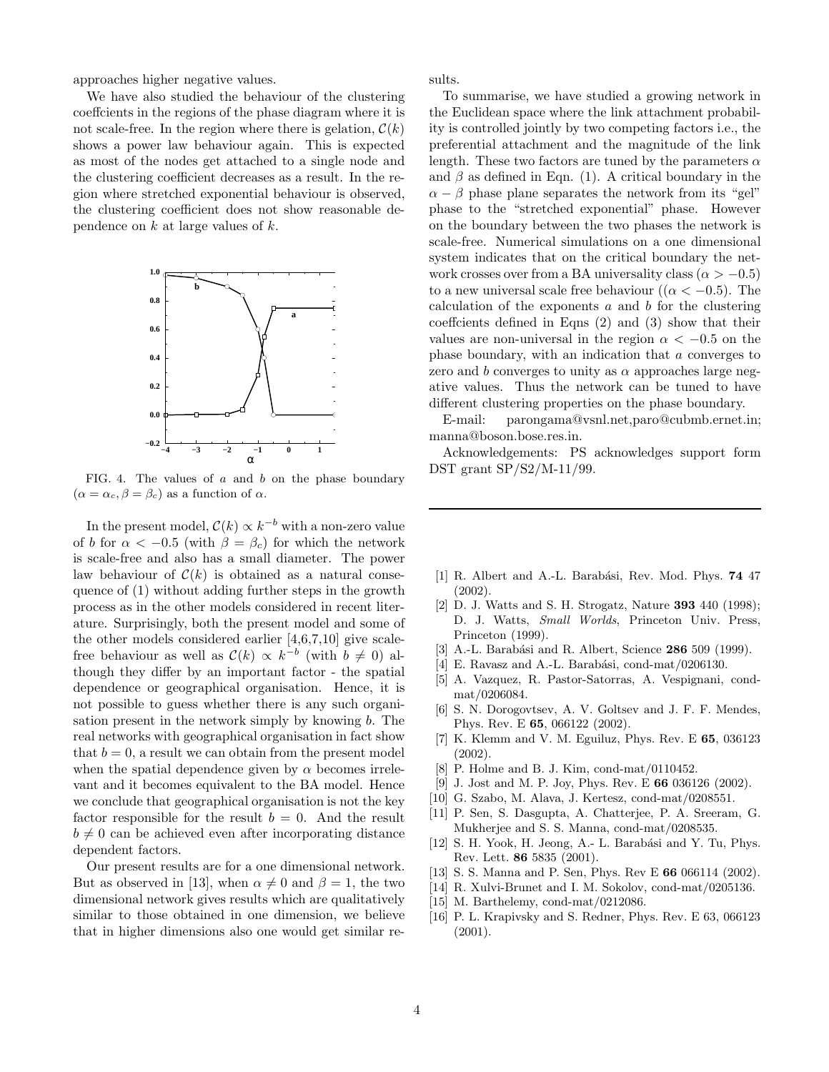approaches higher negative values.

We have also studied the behaviour of the clustering coeffcients in the regions of the phase diagram where it is not scale-free. In the region where there is gelation, $\mathcal{C}(k)$ shows a power law behaviour again. This is expected as most of the nodes get attached to a single node and the clustering coefficient decreases as a result. In the region where stretched exponential behaviour is observed, the clustering coefficient does not show reasonable dependence on $k$ at large values of $k$.

1.0
0.8
0.6
0.4
0.2
0.0
−0.2
−4 −3 −2 −1 0 1
α
b
a

FIG. 4. The values of $a$ and $b$ on the phase boundary ($\alpha = \alpha_c, \beta = \beta_c$) as a function of $\alpha$.

In the present model, $\mathcal{C}(k) \propto k^{-b}$ with a non-zero value of $b$ for $\alpha < -0.5$ (with $\beta = \beta_c$) for which the network is scale-free and also has a small diameter. The power law behaviour of $\mathcal{C}(k)$ is obtained as a natural consequence of (1) without adding further steps in the growth process as in the other models considered in recent literature. Surprisingly, both the present model and some of the other models considered earlier [4,6,7,10] give scale-free behaviour as well as $\mathcal{C}(k) \propto k^{-b}$ (with $b \neq 0$) although they differ by an important factor - the spatial dependence or geographical organisation. Hence, it is not possible to guess whether there is any such organisation present in the network simply by knowing $b$. The real networks with geographical organisation in fact show that $b = 0$, a result we can obtain from the present model when the spatial dependence given by $\alpha$ becomes irrelevant and it becomes equivalent to the BA model. Hence we conclude that geographical organisation is not the key factor responsible for the result $b = 0$. And the result $b \neq 0$ can be achieved even after incorporating distance dependent factors.

Our present results are for a one dimensional network. But as observed in [13], when $\alpha \neq 0$ and $\beta = 1$, the two dimensional network gives results which are qualitatively similar to those obtained in one dimension, we believe that in higher dimensions also one would get similar results.

To summarise, we have studied a growing network in the Euclidean space where the link attachment probability is controlled jointly by two competing factors i.e., the preferential attachment and the magnitude of the link length. These two factors are tuned by the parameters $\alpha$ and $\beta$ as defined in Eqn. (1). A critical boundary in the $\alpha - \beta$ phase plane separates the network from its "gel" phase to the "stretched exponential" phase. However on the boundary between the two phases the network is scale-free. Numerical simulations on a one dimensional system indicates that on the critical boundary the network crosses over from a BA universality class ($\alpha > -0.5$) to a new universal scale free behaviour (($\alpha < -0.5$). The calculation of the exponents $a$ and $b$ for the clustering coeffcients defined in Eqns (2) and (3) show that their values are non-universal in the region $\alpha < -0.5$ on the phase boundary, with an indication that $a$ converges to zero and $b$ converges to unity as $\alpha$ approaches large negative values. Thus the network can be tuned to have different clustering properties on the phase boundary.

E-mail: parongama@vsnl.net,paro@cubmb.ernet.in; manna@boson.bose.res.in.

Acknowledgements: PS acknowledges support form DST grant SP/S2/M-11/99.

---

[1] R. Albert and A.-L. Barabási, Rev. Mod. Phys. **74** 47 (2002).
[2] D. J. Watts and S. H. Strogatz, Nature **393** 440 (1998); D. J. Watts, *Small Worlds*, Princeton Univ. Press, Princeton (1999).
[3] A.-L. Barabási and R. Albert, Science **286** 509 (1999).
[4] E. Ravasz and A.-L. Barabási, cond-mat/0206130.
[5] A. Vazquez, R. Pastor-Satorras, A. Vespignani, cond-mat/0206084.
[6] S. N. Dorogovtsev, A. V. Goltsev and J. F. F. Mendes, Phys. Rev. E **65**, 066122 (2002).
[7] K. Klemm and V. M. Eguiluz, Phys. Rev. E **65**, 036123 (2002).
[8] P. Holme and B. J. Kim, cond-mat/0110452.
[9] J. Jost and M. P. Joy, Phys. Rev. E **66** 036126 (2002).
[10] G. Szabo, M. Alava, J. Kertesz, cond-mat/0208551.
[11] P. Sen, S. Dasgupta, A. Chatterjee, P. A. Sreeram, G. Mukherjee and S. S. Manna, cond-mat/0208535.
[12] S. H. Yook, H. Jeong, A.- L. Barabási and Y. Tu, Phys. Rev. Lett. **86** 5835 (2001).
[13] S. S. Manna and P. Sen, Phys. Rev E **66** 066114 (2002).
[14] R. Xulvi-Brunet and I. M. Sokolov, cond-mat/0205136.
[15] M. Barthelemy, cond-mat/0212086.
[16] P. L. Krapivsky and S. Redner, Phys. Rev. E 63, 066123 (2001).